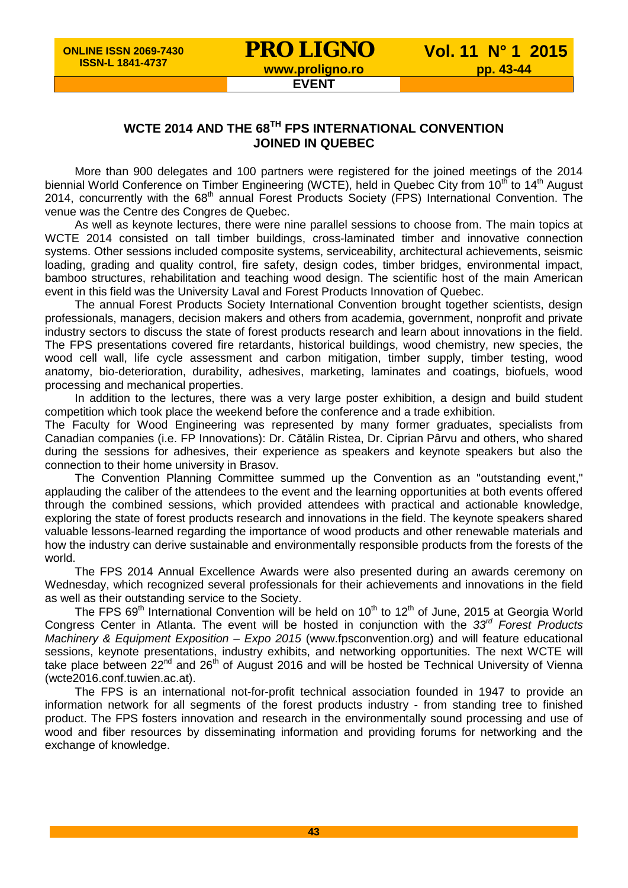**EVENT**

## WCTE 2014 AND THE 68TH FPS INTERNATIONAL CONVENTION JOINED IN QUEBEC

More than 900 delegates and 100 partners were registered for the joined meetings of the 2014 biennial World Conference on Timber Engineering (WCTE), held in Quebec City from 10th to 14th August 2014, concurrently with the 68th annual Forest Products Society (FPS) International Convention. The venue was the Centre des Congres de Quebec.

As well as keynote lectures, there were nine parallel sessions to choose from. The main topics at WCTE 2014 consisted on tall timber buildings, cross-laminated timber and innovative connection systems. Other sessions included composite systems, serviceability, architectural achievements, seismic loading, grading and quality control, fire safety, design codes, timber bridges, environmental impact, bamboo structures, rehabilitation and teaching wood design. The scientific host of the main American event in this field was the University Laval and Forest Products Innovation of Quebec.

The annual Forest Products Society International Convention brought together scientists, design professionals, managers, decision makers and others from academia, government, nonprofit and private industry sectors to discuss the state of forest products research and learn about innovations in the field. The FPS presentations covered fire retardants, historical buildings, wood chemistry, new species, the wood cell wall, life cycle assessment and carbon mitigation, timber supply, timber testing, wood anatomy, bio-deterioration, durability, adhesives, marketing, laminates and coatings, biofuels, wood processing and mechanical properties.

In addition to the lectures, there was a very large poster exhibition, a design and build student competition which took place the weekend before the conference and a trade exhibition.

The Faculty for Wood Engineering was represented by many former graduates, specialists from Canadian companies (i.e. FP Innovations): Dr. Cătălin Ristea, Dr. Ciprian Pârvu and others, who shared during the sessions for adhesives, their experience as speakers and keynote speakers but also the connection to their home university in Brasov.

The Convention Planning Committee summed up the Convention as an "outstanding event," applauding the caliber of the attendees to the event and the learning opportunities at both events offered through the combined sessions, which provided attendees with practical and actionable knowledge, exploring the state of forest products research and innovations in the field. The keynote speakers shared valuable lessons-learned regarding the importance of wood products and other renewable materials and how the industry can derive sustainable and environmentally responsible products from the forests of the world.

The FPS 2014 Annual Excellence Awards were also presented during an awards ceremony on Wednesday, which recognized several professionals for their achievements and innovations in the field as well as their outstanding service to the Society.

The FPS 69th International Convention will be held on 10th to 12th of June, 2015 at Georgia World Congress Center in Atlanta. The event will be hosted in conjunction with the *33rd Forest Products Machinery & Equipment Exposition – Expo 2015* (www.fpsconvention.org) and will feature educational sessions, keynote presentations, industry exhibits, and networking opportunities. The next WCTE will take place between 22nd and 26th of August 2016 and will be hosted be Technical University of Vienna (wcte2016.conf.tuwien.ac.at).

The FPS is an international not-for-profit technical association founded in 1947 to provide an information network for all segments of the forest products industry - from standing tree to finished product. The FPS fosters innovation and research in the environmentally sound processing and use of wood and fiber resources by disseminating information and providing forums for networking and the exchange of knowledge.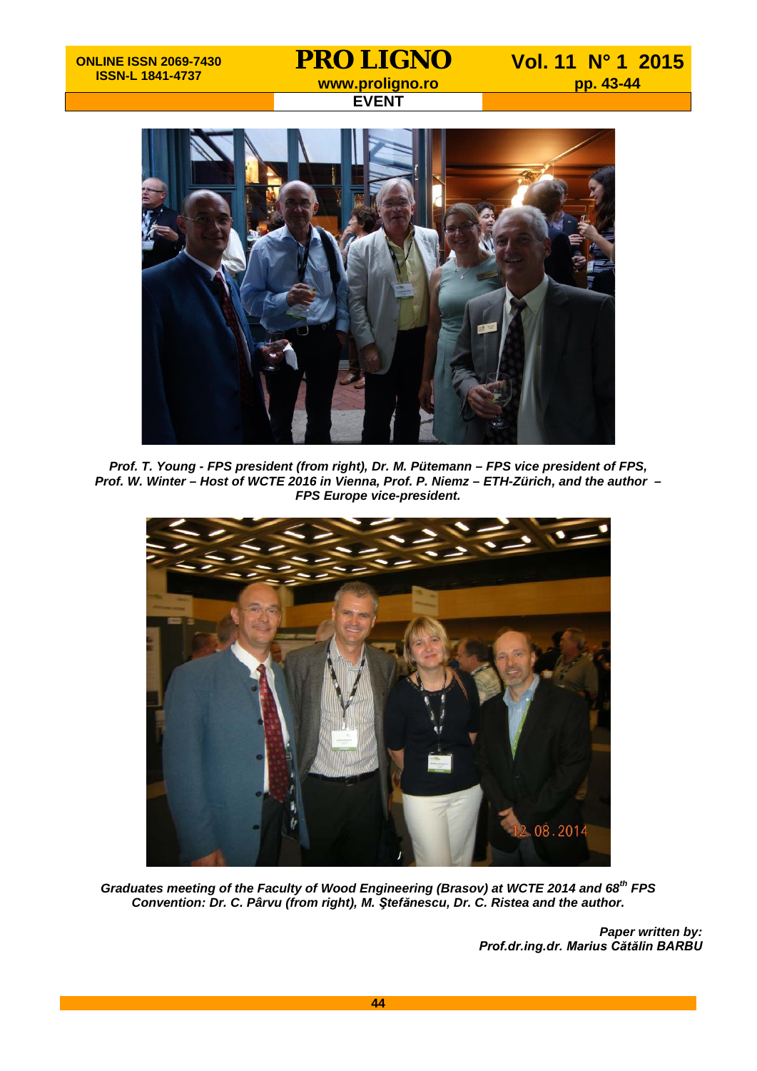*Prof. T. Young - FPS president (from right), Dr. M. Pütemann – FPS vice president of FPS, Prof. W. Winter – Host of WCTE 2016 in Vienna, Prof. P. Niemz – ETH-Zürich, and the author – FPS Europe vice-president.*

*Graduates meeting of the Faculty of Wood Engineering (Brasov) at WCTE 2014 and 68th FPS Convention: Dr. C. Pârvu (from right), M. Ştefănescu, Dr. C. Ristea and the author.*

*Paper written by:*
*Prof.dr.ing.dr. Marius Cătălin BARBU*